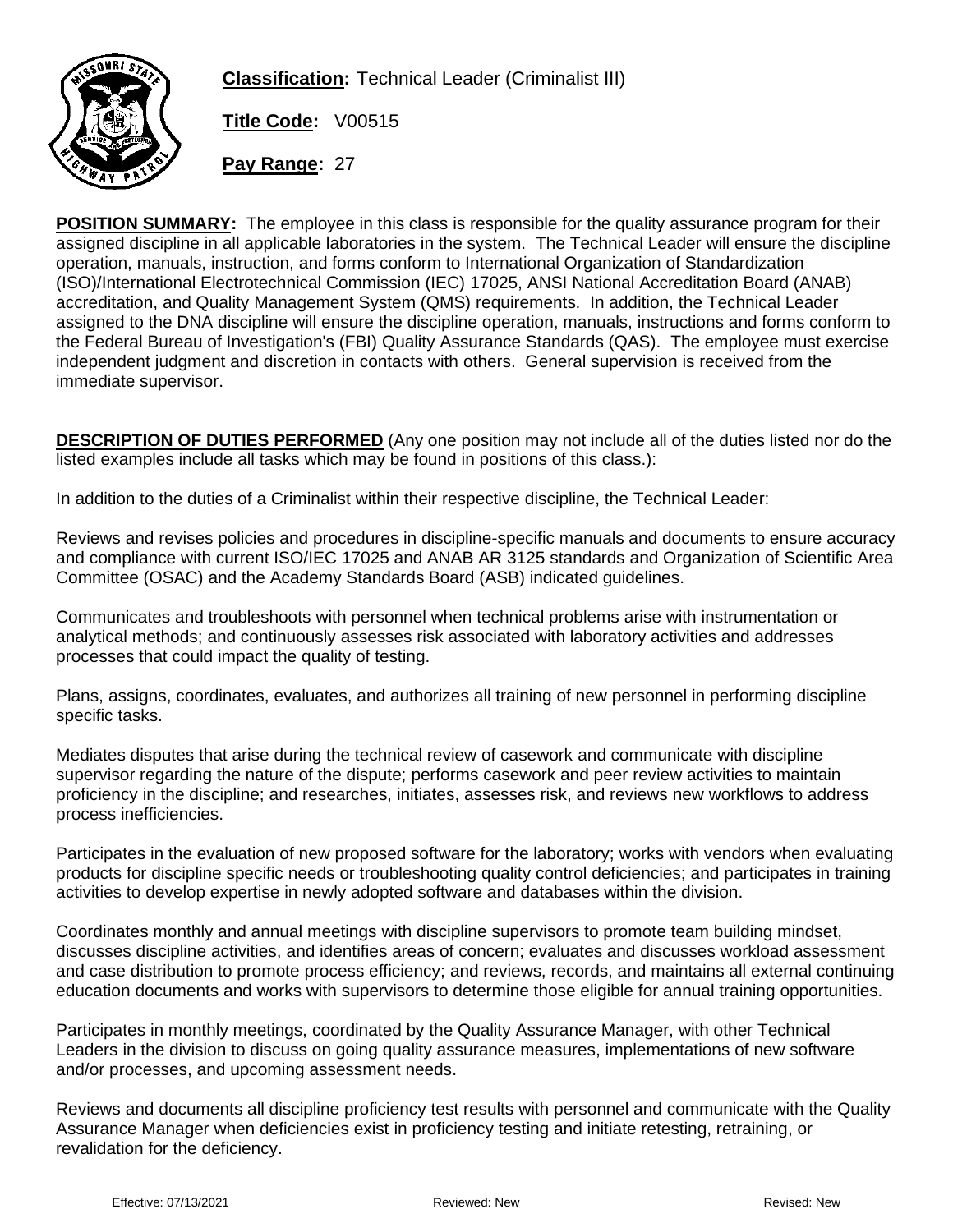**Classification:** Technical Leader (Criminalist III)

**Title Code:** V00515

**Pay Range:** 27

**POSITION SUMMARY:** The employee in this class is responsible for the quality assurance program for their assigned discipline in all applicable laboratories in the system. The Technical Leader will ensure the discipline operation, manuals, instruction, and forms conform to International Organization of Standardization (ISO)/International Electrotechnical Commission (IEC) 17025, ANSI National Accreditation Board (ANAB) accreditation, and Quality Management System (QMS) requirements. In addition, the Technical Leader assigned to the DNA discipline will ensure the discipline operation, manuals, instructions and forms conform to the Federal Bureau of Investigation's (FBI) Quality Assurance Standards (QAS). The employee must exercise independent judgment and discretion in contacts with others. General supervision is received from the immediate supervisor.

**DESCRIPTION OF DUTIES PERFORMED** (Any one position may not include all of the duties listed nor do the listed examples include all tasks which may be found in positions of this class.):

In addition to the duties of a Criminalist within their respective discipline, the Technical Leader:

Reviews and revises policies and procedures in discipline-specific manuals and documents to ensure accuracy and compliance with current ISO/IEC 17025 and ANAB AR 3125 standards and Organization of Scientific Area Committee (OSAC) and the Academy Standards Board (ASB) indicated guidelines.

Communicates and troubleshoots with personnel when technical problems arise with instrumentation or analytical methods; and continuously assesses risk associated with laboratory activities and addresses processes that could impact the quality of testing.

Plans, assigns, coordinates, evaluates, and authorizes all training of new personnel in performing discipline specific tasks.

Mediates disputes that arise during the technical review of casework and communicate with discipline supervisor regarding the nature of the dispute; performs casework and peer review activities to maintain proficiency in the discipline; and researches, initiates, assesses risk, and reviews new workflows to address process inefficiencies.

Participates in the evaluation of new proposed software for the laboratory; works with vendors when evaluating products for discipline specific needs or troubleshooting quality control deficiencies; and participates in training activities to develop expertise in newly adopted software and databases within the division.

Coordinates monthly and annual meetings with discipline supervisors to promote team building mindset, discusses discipline activities, and identifies areas of concern; evaluates and discusses workload assessment and case distribution to promote process efficiency; and reviews, records, and maintains all external continuing education documents and works with supervisors to determine those eligible for annual training opportunities.

Participates in monthly meetings, coordinated by the Quality Assurance Manager, with other Technical Leaders in the division to discuss on going quality assurance measures, implementations of new software and/or processes, and upcoming assessment needs.

Reviews and documents all discipline proficiency test results with personnel and communicate with the Quality Assurance Manager when deficiencies exist in proficiency testing and initiate retesting, retraining, or revalidation for the deficiency.

Effective: 07/13/2021 Reviewed: New Revised: New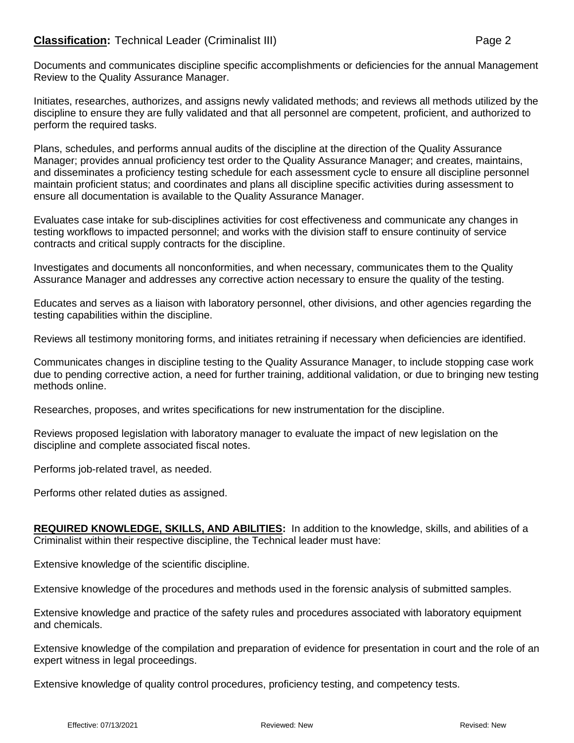Documents and communicates discipline specific accomplishments or deficiencies for the annual Management Review to the Quality Assurance Manager.

Initiates, researches, authorizes, and assigns newly validated methods; and reviews all methods utilized by the discipline to ensure they are fully validated and that all personnel are competent, proficient, and authorized to perform the required tasks.

Plans, schedules, and performs annual audits of the discipline at the direction of the Quality Assurance Manager; provides annual proficiency test order to the Quality Assurance Manager; and creates, maintains, and disseminates a proficiency testing schedule for each assessment cycle to ensure all discipline personnel maintain proficient status; and coordinates and plans all discipline specific activities during assessment to ensure all documentation is available to the Quality Assurance Manager.

Evaluates case intake for sub-disciplines activities for cost effectiveness and communicate any changes in testing workflows to impacted personnel; and works with the division staff to ensure continuity of service contracts and critical supply contracts for the discipline.

Investigates and documents all nonconformities, and when necessary, communicates them to the Quality Assurance Manager and addresses any corrective action necessary to ensure the quality of the testing.

Educates and serves as a liaison with laboratory personnel, other divisions, and other agencies regarding the testing capabilities within the discipline.

Reviews all testimony monitoring forms, and initiates retraining if necessary when deficiencies are identified.

Communicates changes in discipline testing to the Quality Assurance Manager, to include stopping case work due to pending corrective action, a need for further training, additional validation, or due to bringing new testing methods online.

Researches, proposes, and writes specifications for new instrumentation for the discipline.

Reviews proposed legislation with laboratory manager to evaluate the impact of new legislation on the discipline and complete associated fiscal notes.

Performs job-related travel, as needed.

Performs other related duties as assigned.

**REQUIRED KNOWLEDGE, SKILLS, AND ABILITIES:** In addition to the knowledge, skills, and abilities of a Criminalist within their respective discipline, the Technical leader must have:

Extensive knowledge of the scientific discipline.

Extensive knowledge of the procedures and methods used in the forensic analysis of submitted samples.

Extensive knowledge and practice of the safety rules and procedures associated with laboratory equipment and chemicals.

Extensive knowledge of the compilation and preparation of evidence for presentation in court and the role of an expert witness in legal proceedings.

Extensive knowledge of quality control procedures, proficiency testing, and competency tests.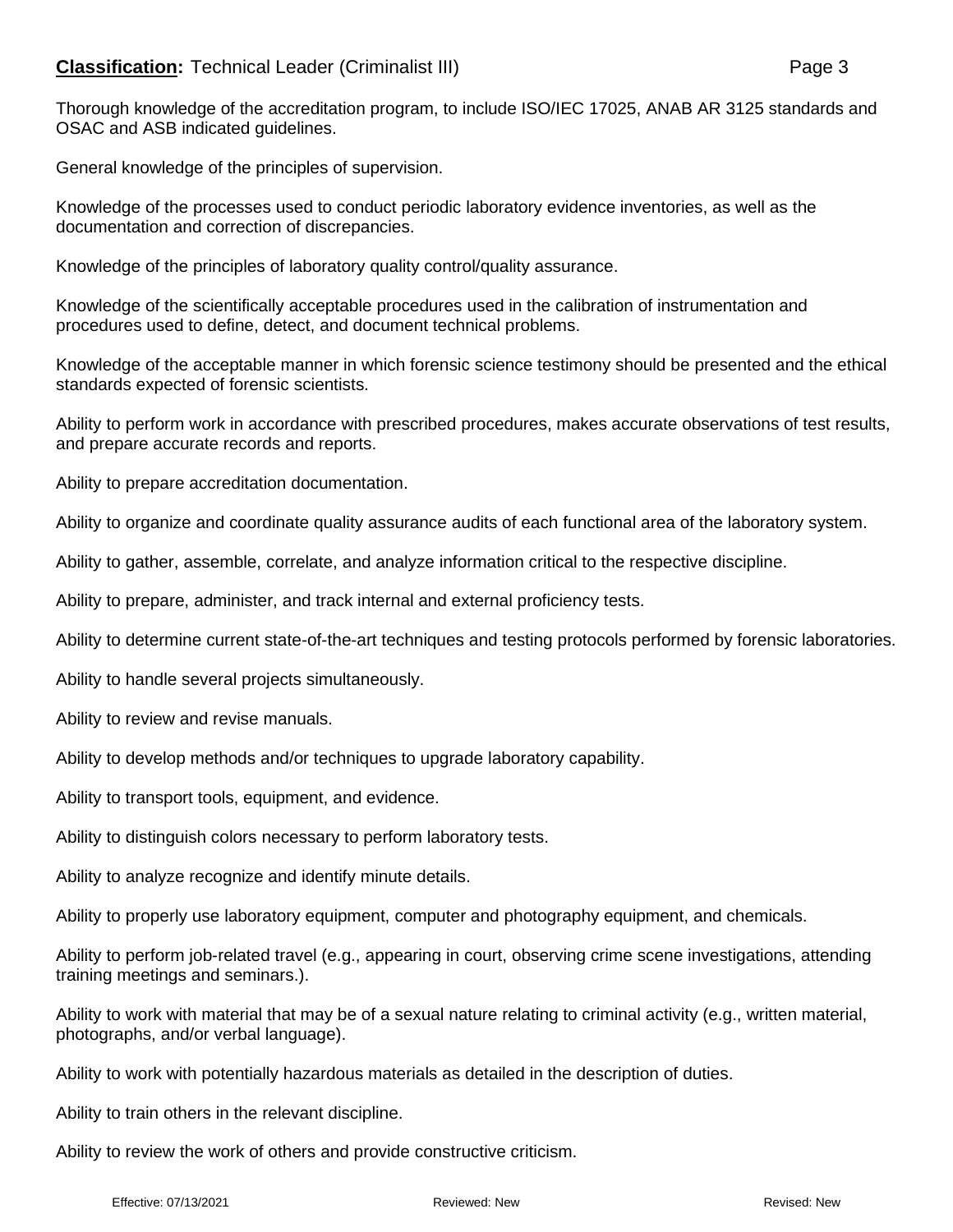Thorough knowledge of the accreditation program, to include ISO/IEC 17025, ANAB AR 3125 standards and OSAC and ASB indicated guidelines.

General knowledge of the principles of supervision.

Knowledge of the processes used to conduct periodic laboratory evidence inventories, as well as the documentation and correction of discrepancies.

Knowledge of the principles of laboratory quality control/quality assurance.

Knowledge of the scientifically acceptable procedures used in the calibration of instrumentation and procedures used to define, detect, and document technical problems.

Knowledge of the acceptable manner in which forensic science testimony should be presented and the ethical standards expected of forensic scientists.

Ability to perform work in accordance with prescribed procedures, makes accurate observations of test results, and prepare accurate records and reports.

Ability to prepare accreditation documentation.

Ability to organize and coordinate quality assurance audits of each functional area of the laboratory system.

Ability to gather, assemble, correlate, and analyze information critical to the respective discipline.

Ability to prepare, administer, and track internal and external proficiency tests.

Ability to determine current state-of-the-art techniques and testing protocols performed by forensic laboratories.

Ability to handle several projects simultaneously.

Ability to review and revise manuals.

Ability to develop methods and/or techniques to upgrade laboratory capability.

Ability to transport tools, equipment, and evidence.

Ability to distinguish colors necessary to perform laboratory tests.

Ability to analyze recognize and identify minute details.

Ability to properly use laboratory equipment, computer and photography equipment, and chemicals.

Ability to perform job-related travel (e.g., appearing in court, observing crime scene investigations, attending training meetings and seminars.).

Ability to work with material that may be of a sexual nature relating to criminal activity (e.g., written material, photographs, and/or verbal language).

Ability to work with potentially hazardous materials as detailed in the description of duties.

Ability to train others in the relevant discipline.

Ability to review the work of others and provide constructive criticism.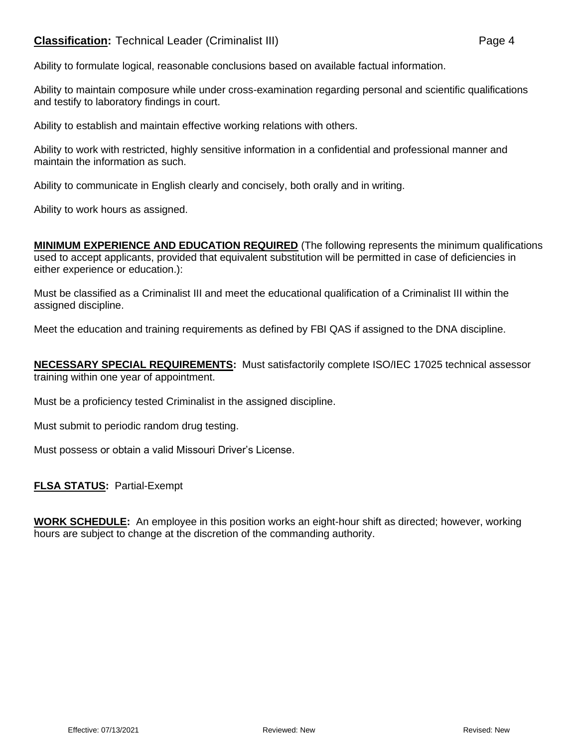Ability to formulate logical, reasonable conclusions based on available factual information.

Ability to maintain composure while under cross-examination regarding personal and scientific qualifications and testify to laboratory findings in court.

Ability to establish and maintain effective working relations with others.

Ability to work with restricted, highly sensitive information in a confidential and professional manner and maintain the information as such.

Ability to communicate in English clearly and concisely, both orally and in writing.

Ability to work hours as assigned.

**MINIMUM EXPERIENCE AND EDUCATION REQUIRED** (The following represents the minimum qualifications used to accept applicants, provided that equivalent substitution will be permitted in case of deficiencies in either experience or education.):

Must be classified as a Criminalist III and meet the educational qualification of a Criminalist III within the assigned discipline.

Meet the education and training requirements as defined by FBI QAS if assigned to the DNA discipline.

**NECESSARY SPECIAL REQUIREMENTS:** Must satisfactorily complete ISO/IEC 17025 technical assessor training within one year of appointment.

Must be a proficiency tested Criminalist in the assigned discipline.

Must submit to periodic random drug testing.

Must possess or obtain a valid Missouri Driver's License.

**FLSA STATUS:** Partial-Exempt

**WORK SCHEDULE:** An employee in this position works an eight-hour shift as directed; however, working hours are subject to change at the discretion of the commanding authority.